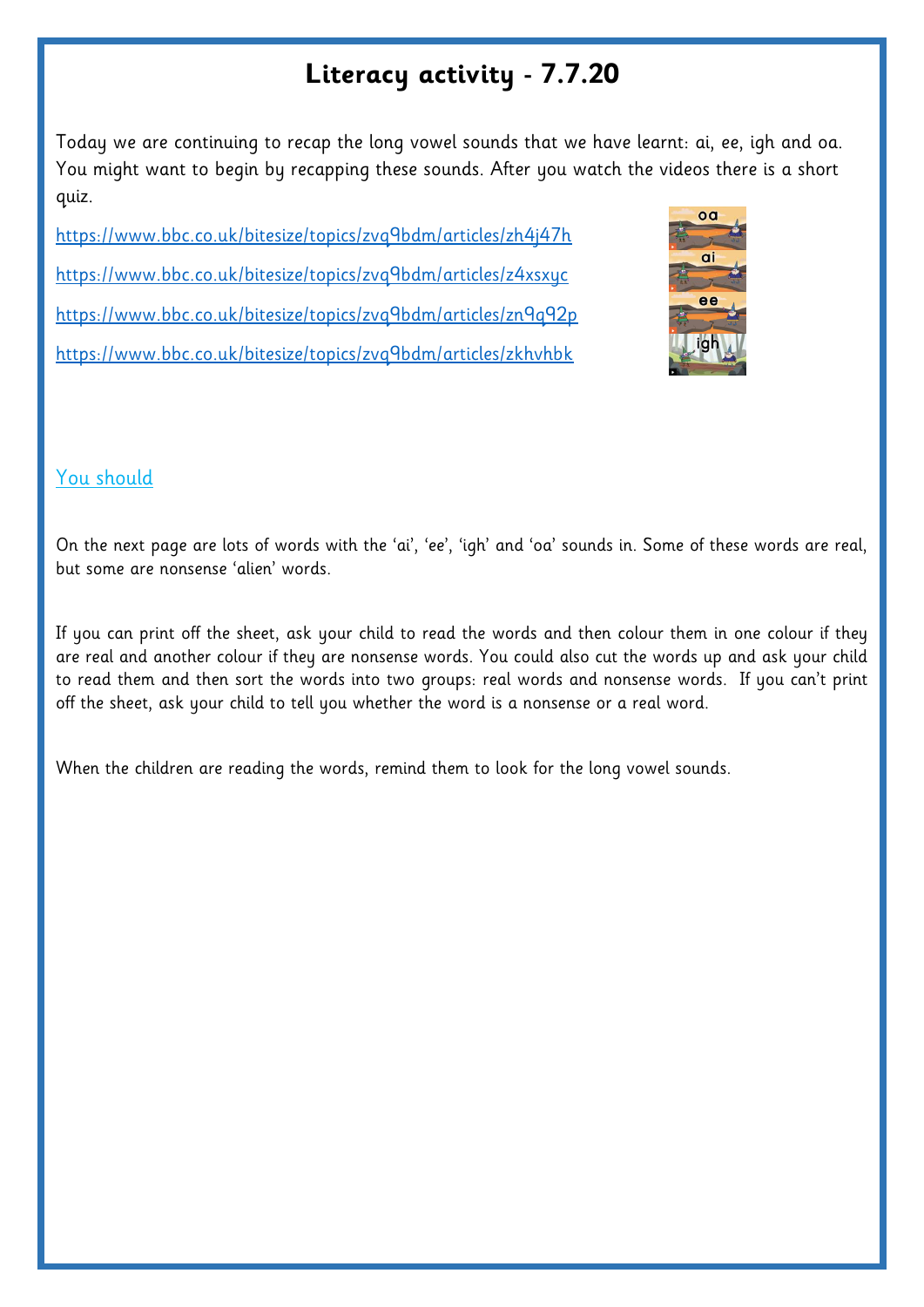# Literacy activity - 7.7.20

Today we are continuing to recap the long vowel sounds that we have learnt: ai, ee, igh and oa. You might want to begin by recapping these sounds. After you watch the videos there is a short quiz.

https://www.bbc.co.uk/bitesize/topics/zvq9bdm/articles/zh4j47h

https://www.bbc.co.uk/bitesize/topics/zvq9bdm/articles/z4xsxyc

https://www.bbc.co.uk/bitesize/topics/zvq9bdm/articles/zn9q92p

https://www.bbc.co.uk/bitesize/topics/zvq9bdm/articles/zkhvhbk

You should

On the next page are lots of words with the 'ai', 'ee', 'igh' and 'oa' sounds in. Some of these words are real, but some are nonsense 'alien' words.

If you can print off the sheet, ask your child to read the words and then colour them in one colour if they are real and another colour if they are nonsense words. You could also cut the words up and ask your child to read them and then sort the words into two groups: real words and nonsense words. If you can't print off the sheet, ask your child to tell you whether the word is a nonsense or a real word.

When the children are reading the words, remind them to look for the long vowel sounds.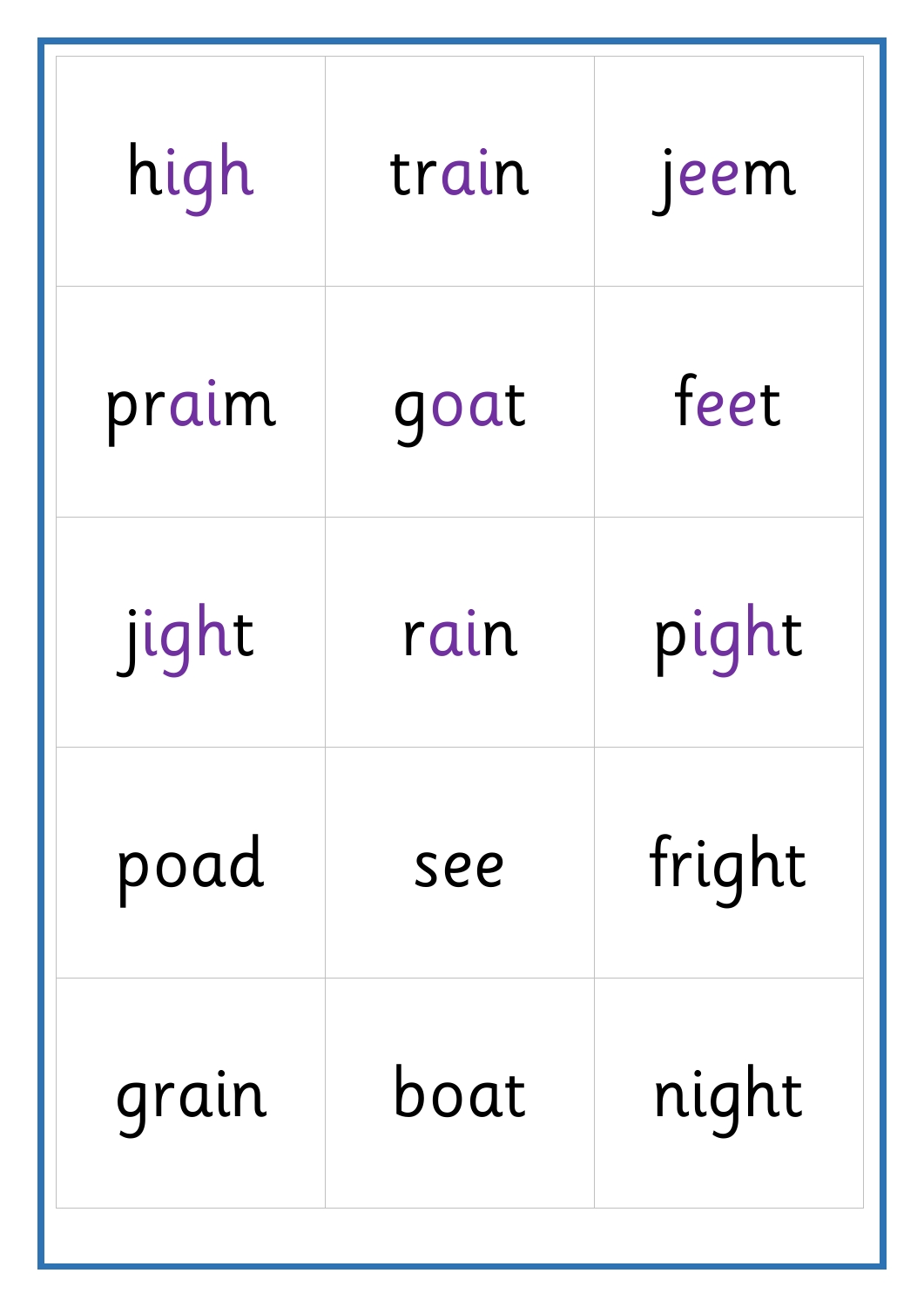| | | |
|---|---|---|
| high | train | jeem |
| praim | goat | feet |
| jight | rain | pight |
| poad | see | fright |
| grain | boat | night |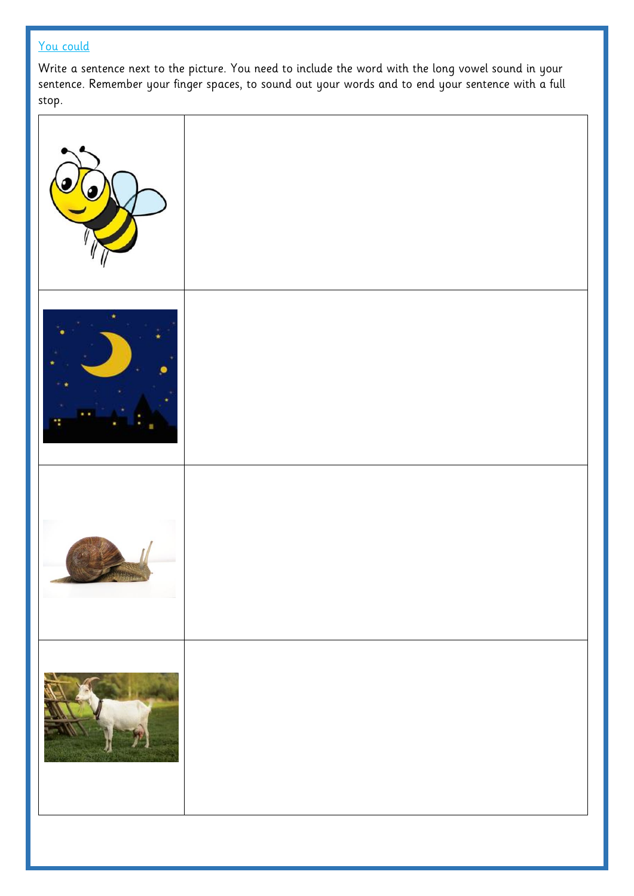You could

Write a sentence next to the picture. You need to include the word with the long vowel sound in your sentence. Remember your finger spaces, to sound out your words and to end your sentence with a full stop.

| | |
|---|---|
| | |
| | |
| | |
| | |